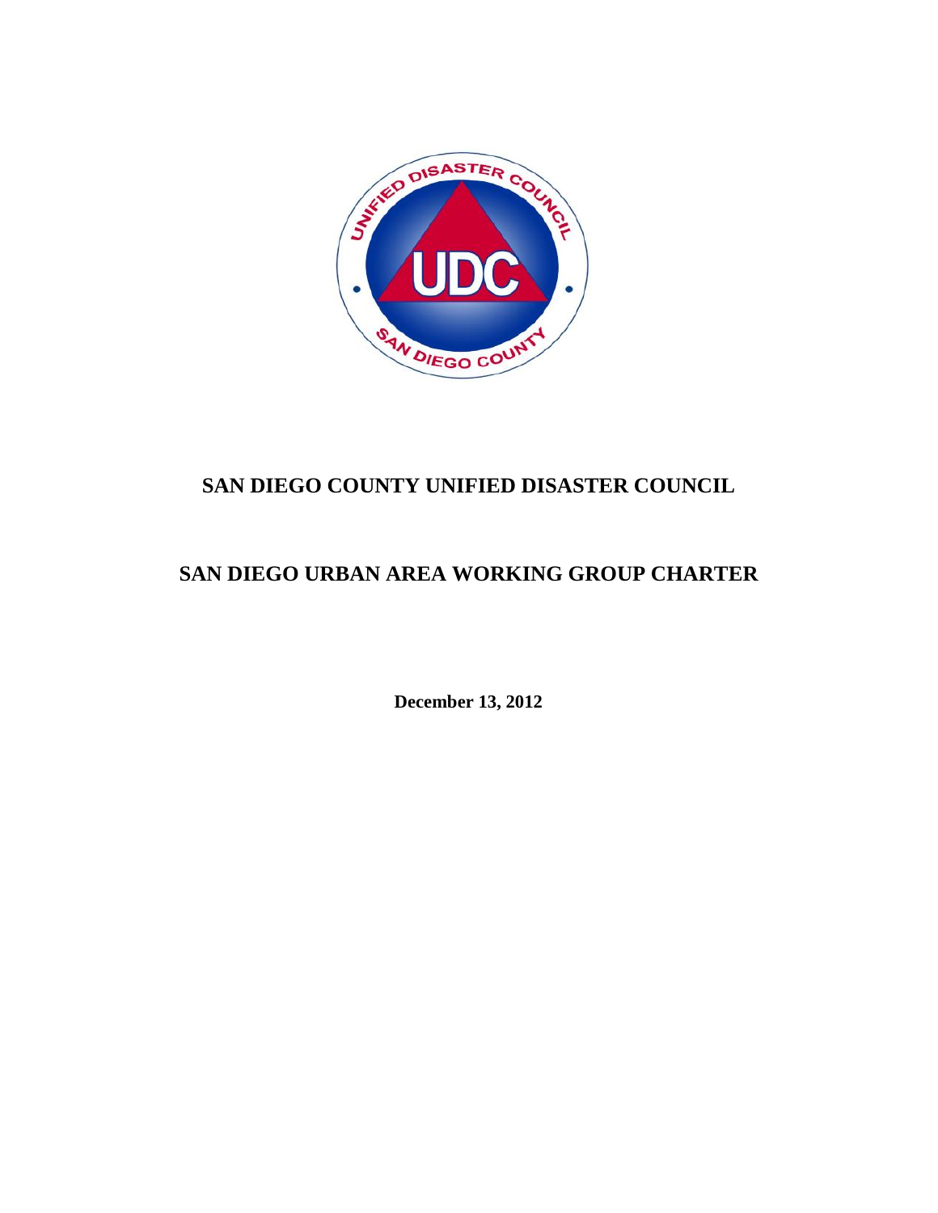# SAN DIEGO COUNTY UNIFIED DISASTER COUNCIL

# SAN DIEGO URBAN AREA WORKING GROUP CHARTER

**December 13, 2012**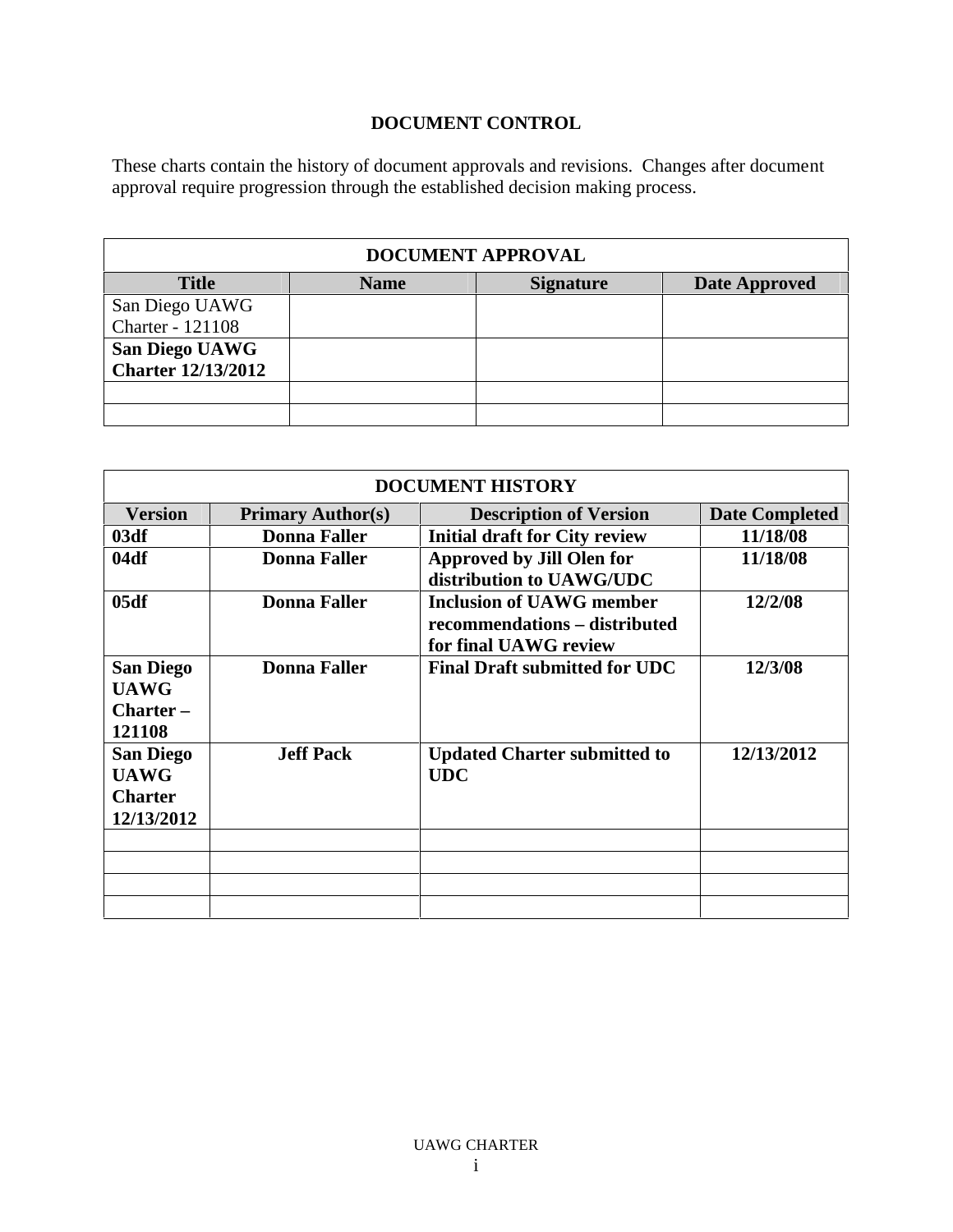# DOCUMENT CONTROL

These charts contain the history of document approvals and revisions. Changes after document approval require progression through the established decision making process.

| DOCUMENT APPROVAL | | | |
|---|---|---|---|
| **Title** | **Name** | **Signature** | **Date Approved** |
| San Diego UAWG Charter - 121108 | | | |
| **San Diego UAWG Charter 12/13/2012** | | | |
| | | | |
| | | | |

| DOCUMENT HISTORY | | | |
|---|---|---|---|
| **Version** | **Primary Author(s)** | **Description of Version** | **Date Completed** |
| **03df** | **Donna Faller** | **Initial draft for City review** | **11/18/08** |
| **04df** | **Donna Faller** | **Approved by Jill Olen for distribution to UAWG/UDC** | **11/18/08** |
| **05df** | **Donna Faller** | **Inclusion of UAWG member recommendations – distributed for final UAWG review** | **12/2/08** |
| **San Diego UAWG Charter – 121108** | **Donna Faller** | **Final Draft submitted for UDC** | **12/3/08** |
| **San Diego UAWG Charter 12/13/2012** | **Jeff Pack** | **Updated Charter submitted to UDC** | **12/13/2012** |
| | | | |
| | | | |
| | | | |
| | | | |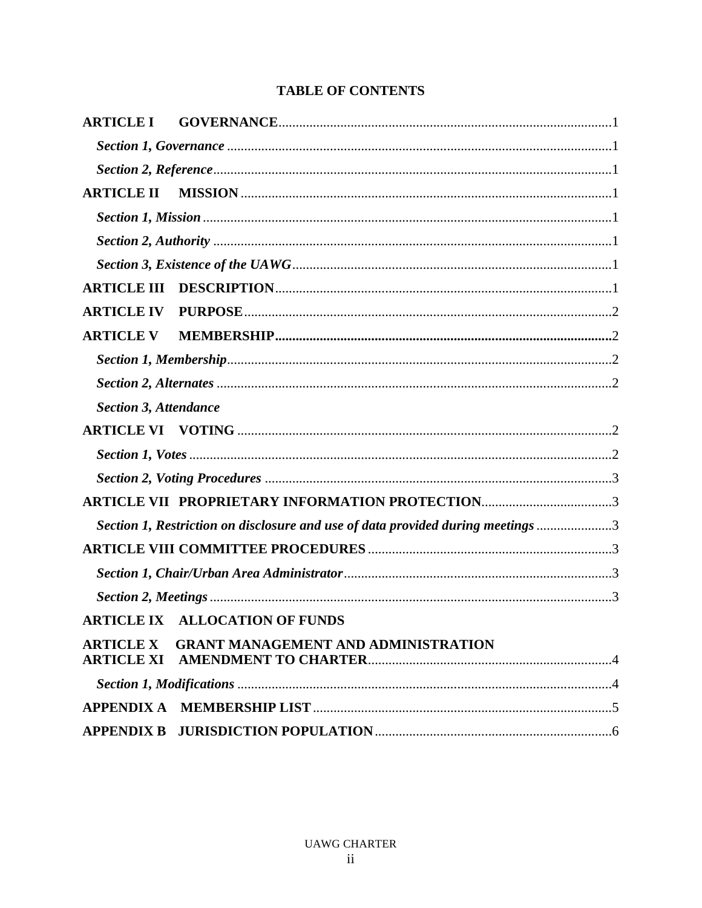# TABLE OF CONTENTS

**ARTICLE I GOVERNANCE**.....1

*Section 1, Governance*.....1

*Section 2, Reference*.....1

**ARTICLE II MISSION**.....1

*Section 1, Mission*.....1

*Section 2, Authority*.....1

*Section 3, Existence of the UAWG*.....1

**ARTICLE III DESCRIPTION**.....1

**ARTICLE IV PURPOSE**.....2

**ARTICLE V MEMBERSHIP**.....2

*Section 1, Membership*.....2

*Section 2, Alternates*.....2

*Section 3, Attendance*

**ARTICLE VI VOTING**.....2

*Section 1, Votes*.....2

*Section 2, Voting Procedures*.....3

**ARTICLE VII PROPRIETARY INFORMATION PROTECTION**.....3

*Section 1, Restriction on disclosure and use of data provided during meetings*.....3

**ARTICLE VIII COMMITTEE PROCEDURES**.....3

*Section 1, Chair/Urban Area Administrator*.....3

*Section 2, Meetings*.....3

**ARTICLE IX ALLOCATION OF FUNDS**

**ARTICLE X GRANT MANAGEMENT AND ADMINISTRATION**

**ARTICLE XI AMENDMENT TO CHARTER**.....4

*Section 1, Modifications*.....4

**APPENDIX A MEMBERSHIP LIST**.....5

**APPENDIX B JURISDICTION POPULATION**.....6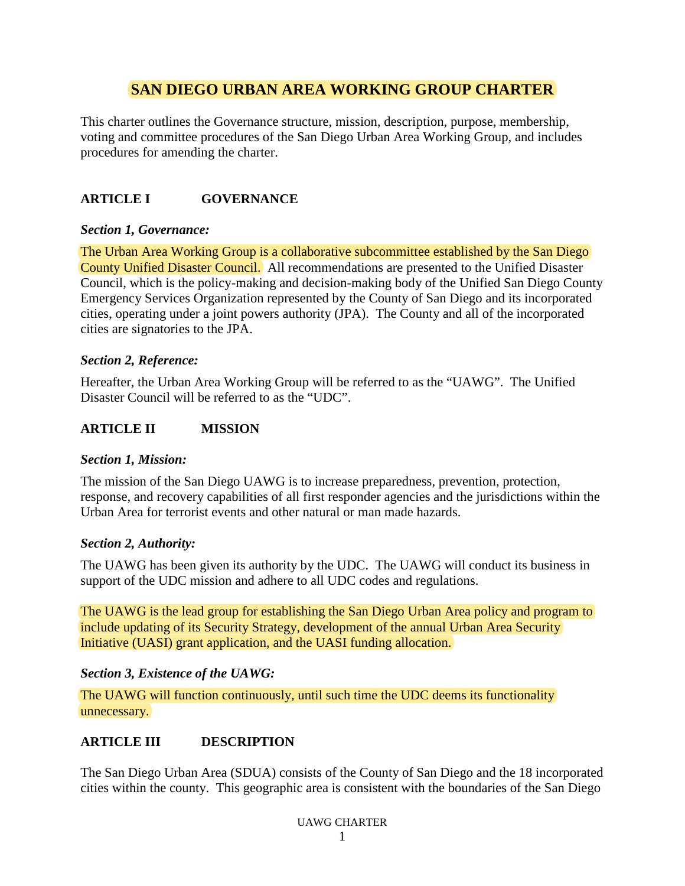# SAN DIEGO URBAN AREA WORKING GROUP CHARTER

This charter outlines the Governance structure, mission, description, purpose, membership, voting and committee procedures of the San Diego Urban Area Working Group, and includes procedures for amending the charter.

## ARTICLE I GOVERNANCE

***Section 1, Governance:***

The Urban Area Working Group is a collaborative subcommittee established by the San Diego County Unified Disaster Council. All recommendations are presented to the Unified Disaster Council, which is the policy-making and decision-making body of the Unified San Diego County Emergency Services Organization represented by the County of San Diego and its incorporated cities, operating under a joint powers authority (JPA). The County and all of the incorporated cities are signatories to the JPA.

***Section 2, Reference:***

Hereafter, the Urban Area Working Group will be referred to as the "UAWG". The Unified Disaster Council will be referred to as the "UDC".

## ARTICLE II MISSION

***Section 1, Mission:***

The mission of the San Diego UAWG is to increase preparedness, prevention, protection, response, and recovery capabilities of all first responder agencies and the jurisdictions within the Urban Area for terrorist events and other natural or man made hazards.

***Section 2, Authority:***

The UAWG has been given its authority by the UDC. The UAWG will conduct its business in support of the UDC mission and adhere to all UDC codes and regulations.

The UAWG is the lead group for establishing the San Diego Urban Area policy and program to include updating of its Security Strategy, development of the annual Urban Area Security Initiative (UASI) grant application, and the UASI funding allocation.

***Section 3, Existence of the UAWG:***

The UAWG will function continuously, until such time the UDC deems its functionality unnecessary.

## ARTICLE III DESCRIPTION

The San Diego Urban Area (SDUA) consists of the County of San Diego and the 18 incorporated cities within the county. This geographic area is consistent with the boundaries of the San Diego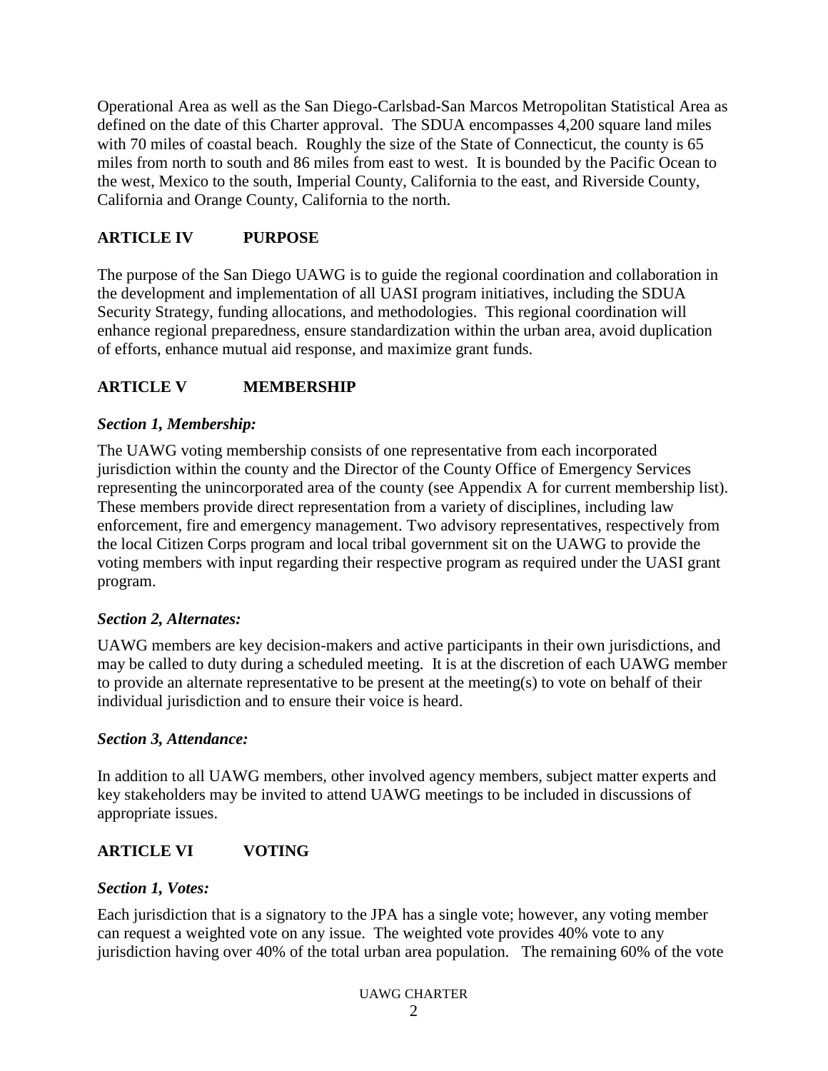Operational Area as well as the San Diego-Carlsbad-San Marcos Metropolitan Statistical Area as defined on the date of this Charter approval. The SDUA encompasses 4,200 square land miles with 70 miles of coastal beach. Roughly the size of the State of Connecticut, the county is 65 miles from north to south and 86 miles from east to west. It is bounded by the Pacific Ocean to the west, Mexico to the south, Imperial County, California to the east, and Riverside County, California and Orange County, California to the north.

## ARTICLE IV PURPOSE

The purpose of the San Diego UAWG is to guide the regional coordination and collaboration in the development and implementation of all UASI program initiatives, including the SDUA Security Strategy, funding allocations, and methodologies. This regional coordination will enhance regional preparedness, ensure standardization within the urban area, avoid duplication of efforts, enhance mutual aid response, and maximize grant funds.

## ARTICLE V MEMBERSHIP

### *Section 1, Membership:*

The UAWG voting membership consists of one representative from each incorporated jurisdiction within the county and the Director of the County Office of Emergency Services representing the unincorporated area of the county (see Appendix A for current membership list). These members provide direct representation from a variety of disciplines, including law enforcement, fire and emergency management. Two advisory representatives, respectively from the local Citizen Corps program and local tribal government sit on the UAWG to provide the voting members with input regarding their respective program as required under the UASI grant program.

### *Section 2, Alternates:*

UAWG members are key decision-makers and active participants in their own jurisdictions, and may be called to duty during a scheduled meeting. It is at the discretion of each UAWG member to provide an alternate representative to be present at the meeting(s) to vote on behalf of their individual jurisdiction and to ensure their voice is heard.

### *Section 3, Attendance:*

In addition to all UAWG members, other involved agency members, subject matter experts and key stakeholders may be invited to attend UAWG meetings to be included in discussions of appropriate issues.

## ARTICLE VI VOTING

### *Section 1, Votes:*

Each jurisdiction that is a signatory to the JPA has a single vote; however, any voting member can request a weighted vote on any issue. The weighted vote provides 40% vote to any jurisdiction having over 40% of the total urban area population. The remaining 60% of the vote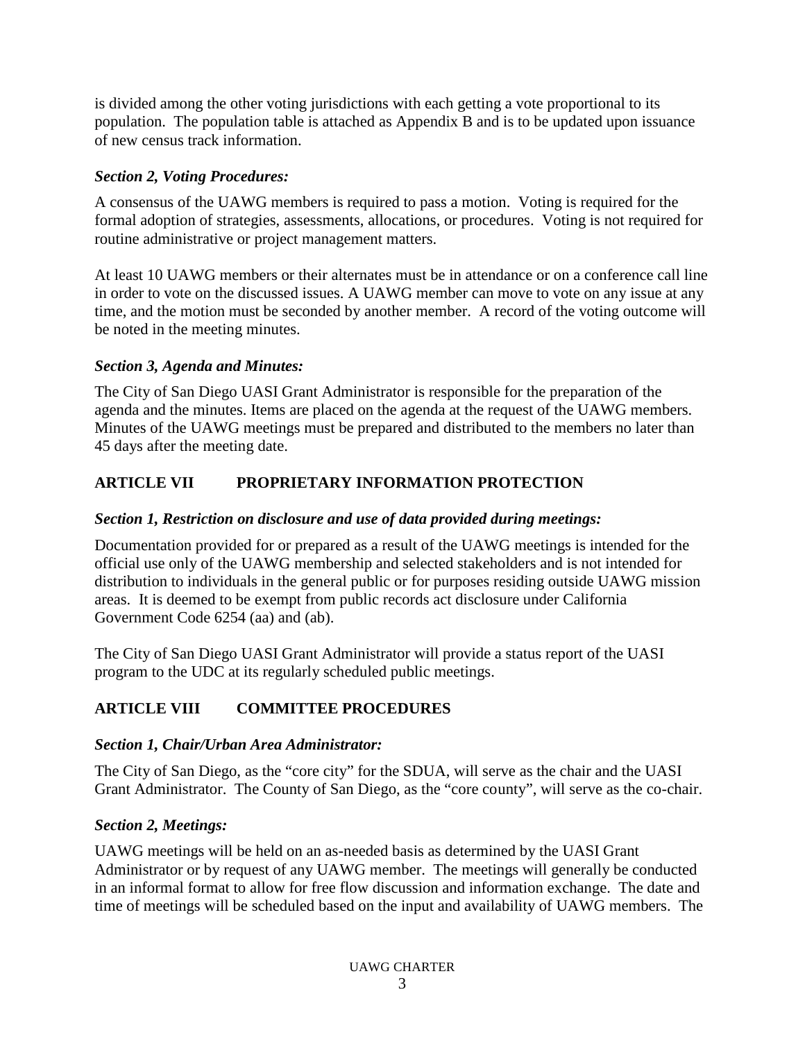is divided among the other voting jurisdictions with each getting a vote proportional to its population. The population table is attached as Appendix B and is to be updated upon issuance of new census track information.

### *Section 2, Voting Procedures:*

A consensus of the UAWG members is required to pass a motion. Voting is required for the formal adoption of strategies, assessments, allocations, or procedures. Voting is not required for routine administrative or project management matters.

At least 10 UAWG members or their alternates must be in attendance or on a conference call line in order to vote on the discussed issues. A UAWG member can move to vote on any issue at any time, and the motion must be seconded by another member. A record of the voting outcome will be noted in the meeting minutes.

### *Section 3, Agenda and Minutes:*

The City of San Diego UASI Grant Administrator is responsible for the preparation of the agenda and the minutes. Items are placed on the agenda at the request of the UAWG members. Minutes of the UAWG meetings must be prepared and distributed to the members no later than 45 days after the meeting date.

## ARTICLE VII PROPRIETARY INFORMATION PROTECTION

### *Section 1, Restriction on disclosure and use of data provided during meetings:*

Documentation provided for or prepared as a result of the UAWG meetings is intended for the official use only of the UAWG membership and selected stakeholders and is not intended for distribution to individuals in the general public or for purposes residing outside UAWG mission areas. It is deemed to be exempt from public records act disclosure under California Government Code 6254 (aa) and (ab).

The City of San Diego UASI Grant Administrator will provide a status report of the UASI program to the UDC at its regularly scheduled public meetings.

## ARTICLE VIII COMMITTEE PROCEDURES

### *Section 1, Chair/Urban Area Administrator:*

The City of San Diego, as the "core city" for the SDUA, will serve as the chair and the UASI Grant Administrator. The County of San Diego, as the "core county", will serve as the co-chair.

### *Section 2, Meetings:*

UAWG meetings will be held on an as-needed basis as determined by the UASI Grant Administrator or by request of any UAWG member. The meetings will generally be conducted in an informal format to allow for free flow discussion and information exchange. The date and time of meetings will be scheduled based on the input and availability of UAWG members. The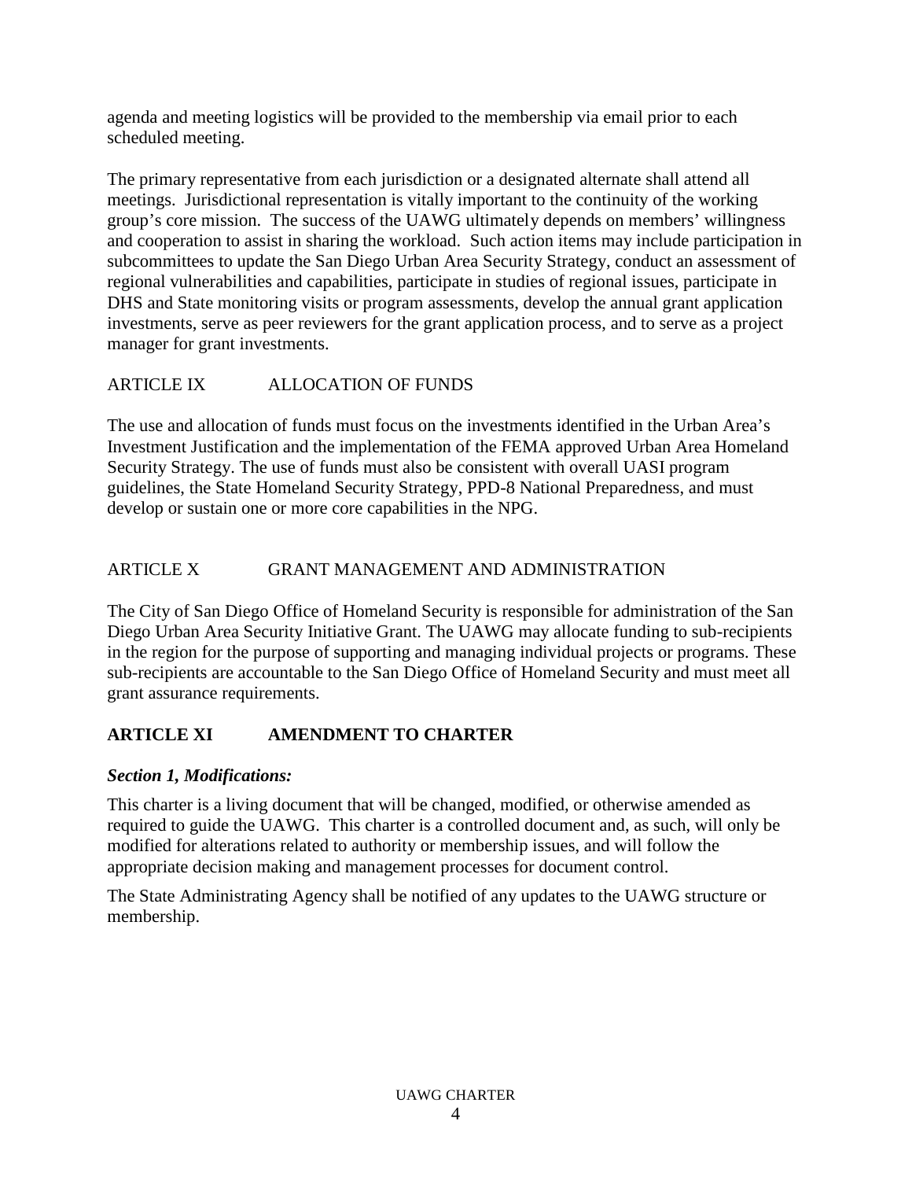agenda and meeting logistics will be provided to the membership via email prior to each scheduled meeting.

The primary representative from each jurisdiction or a designated alternate shall attend all meetings. Jurisdictional representation is vitally important to the continuity of the working group's core mission. The success of the UAWG ultimately depends on members' willingness and cooperation to assist in sharing the workload. Such action items may include participation in subcommittees to update the San Diego Urban Area Security Strategy, conduct an assessment of regional vulnerabilities and capabilities, participate in studies of regional issues, participate in DHS and State monitoring visits or program assessments, develop the annual grant application investments, serve as peer reviewers for the grant application process, and to serve as a project manager for grant investments.

## ARTICLE IX ALLOCATION OF FUNDS

The use and allocation of funds must focus on the investments identified in the Urban Area's Investment Justification and the implementation of the FEMA approved Urban Area Homeland Security Strategy. The use of funds must also be consistent with overall UASI program guidelines, the State Homeland Security Strategy, PPD-8 National Preparedness, and must develop or sustain one or more core capabilities in the NPG.

## ARTICLE X GRANT MANAGEMENT AND ADMINISTRATION

The City of San Diego Office of Homeland Security is responsible for administration of the San Diego Urban Area Security Initiative Grant. The UAWG may allocate funding to sub-recipients in the region for the purpose of supporting and managing individual projects or programs. These sub-recipients are accountable to the San Diego Office of Homeland Security and must meet all grant assurance requirements.

## **ARTICLE XI AMENDMENT TO CHARTER**

### ***Section 1, Modifications:***

This charter is a living document that will be changed, modified, or otherwise amended as required to guide the UAWG. This charter is a controlled document and, as such, will only be modified for alterations related to authority or membership issues, and will follow the appropriate decision making and management processes for document control.

The State Administrating Agency shall be notified of any updates to the UAWG structure or membership.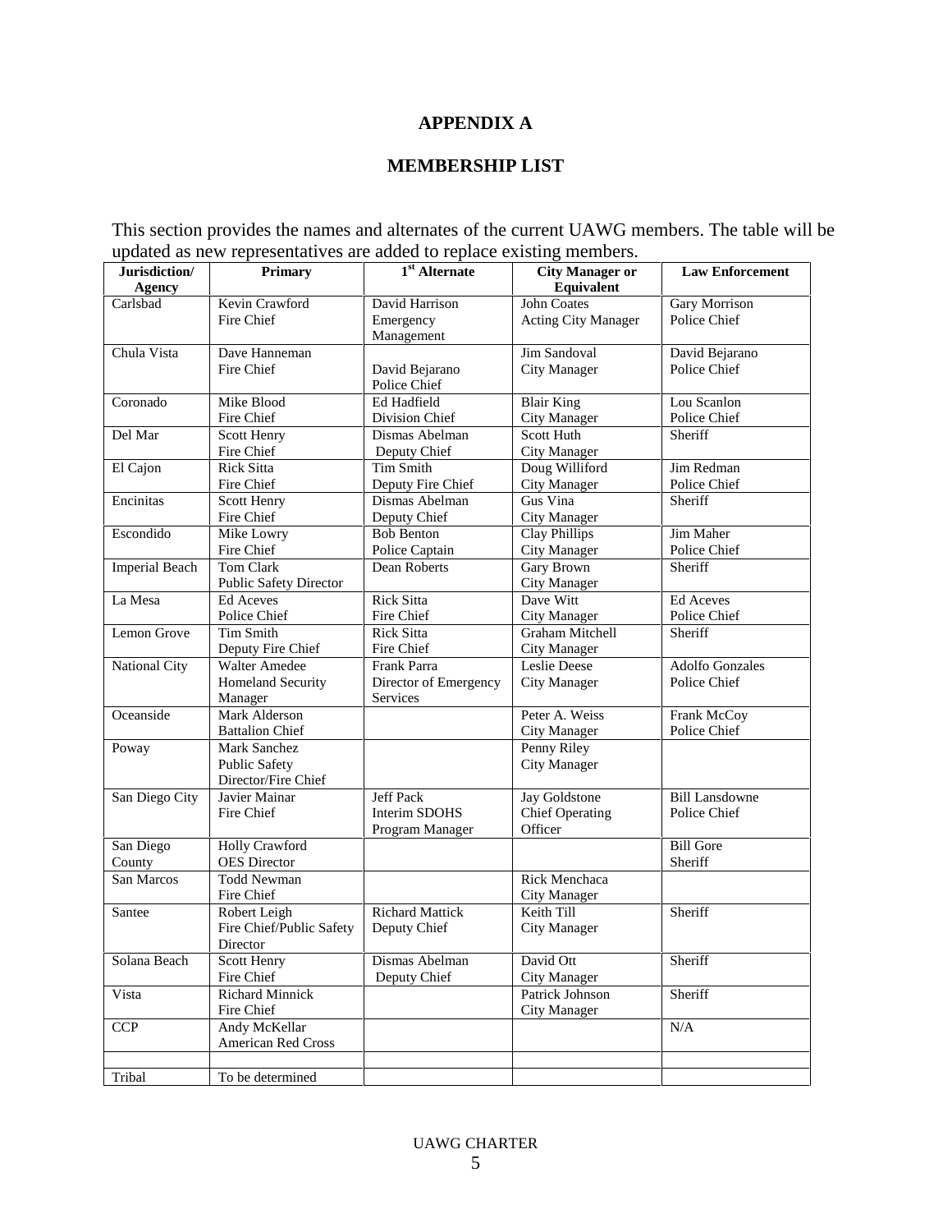# APPENDIX A

## MEMBERSHIP LIST

This section provides the names and alternates of the current UAWG members. The table will be updated as new representatives are added to replace existing members.

| Jurisdiction/ Agency | Primary | 1st Alternate | City Manager or Equivalent | Law Enforcement |
|---|---|---|---|---|
| Carlsbad | Kevin Crawford Fire Chief | David Harrison Emergency Management | John Coates Acting City Manager | Gary Morrison Police Chief |
| Chula Vista | Dave Hanneman Fire Chief | David Bejarano Police Chief | Jim Sandoval City Manager | David Bejarano Police Chief |
| Coronado | Mike Blood Fire Chief | Ed Hadfield Division Chief | Blair King City Manager | Lou Scanlon Police Chief |
| Del Mar | Scott Henry Fire Chief | Dismas Abelman Deputy Chief | Scott Huth City Manager | Sheriff |
| El Cajon | Rick Sitta Fire Chief | Tim Smith Deputy Fire Chief | Doug Williford City Manager | Jim Redman Police Chief |
| Encinitas | Scott Henry Fire Chief | Dismas Abelman Deputy Chief | Gus Vina City Manager | Sheriff |
| Escondido | Mike Lowry Fire Chief | Bob Benton Police Captain | Clay Phillips City Manager | Jim Maher Police Chief |
| Imperial Beach | Tom Clark Public Safety Director | Dean Roberts | Gary Brown City Manager | Sheriff |
| La Mesa | Ed Aceves Police Chief | Rick Sitta Fire Chief | Dave Witt City Manager | Ed Aceves Police Chief |
| Lemon Grove | Tim Smith Deputy Fire Chief | Rick Sitta Fire Chief | Graham Mitchell City Manager | Sheriff |
| National City | Walter Amedee Homeland Security Manager | Frank Parra Director of Emergency Services | Leslie Deese City Manager | Adolfo Gonzales Police Chief |
| Oceanside | Mark Alderson Battalion Chief | | Peter A. Weiss City Manager | Frank McCoy Police Chief |
| Poway | Mark Sanchez Public Safety Director/Fire Chief | | Penny Riley City Manager | |
| San Diego City | Javier Mainar Fire Chief | Jeff Pack Interim SDOHS Program Manager | Jay Goldstone Chief Operating Officer | Bill Lansdowne Police Chief |
| San Diego County | Holly Crawford OES Director | | | Bill Gore Sheriff |
| San Marcos | Todd Newman Fire Chief | | Rick Menchaca City Manager | |
| Santee | Robert Leigh Fire Chief/Public Safety Director | Richard Mattick Deputy Chief | Keith Till City Manager | Sheriff |
| Solana Beach | Scott Henry Fire Chief | Dismas Abelman Deputy Chief | David Ott City Manager | Sheriff |
| Vista | Richard Minnick Fire Chief | | Patrick Johnson City Manager | Sheriff |
| CCP | Andy McKellar American Red Cross | | | N/A |
| | | | | |
| Tribal | To be determined | | | |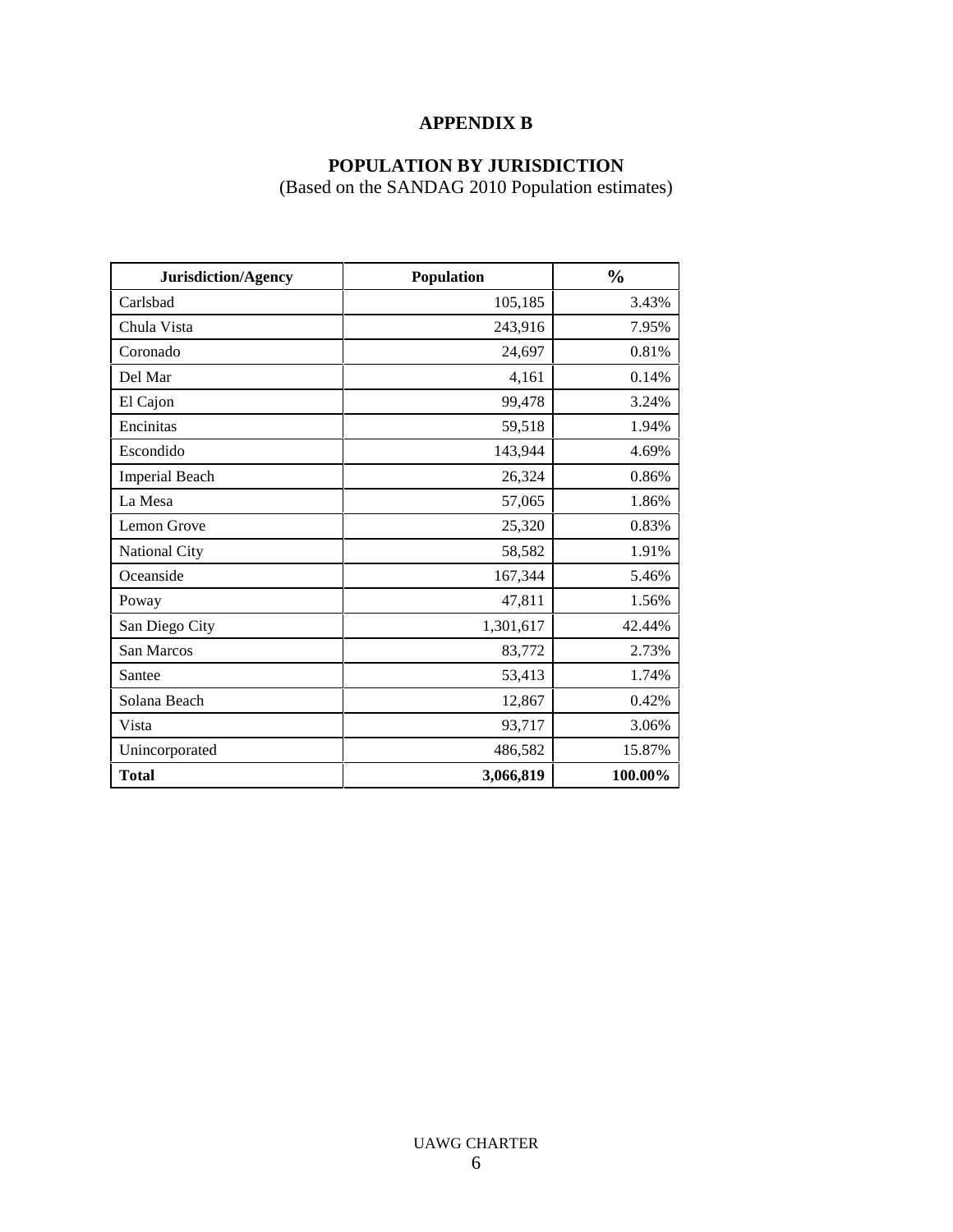# APPENDIX B

## POPULATION BY JURISDICTION

(Based on the SANDAG 2010 Population estimates)

| Jurisdiction/Agency | Population | % |
|---|---|---|
| Carlsbad | 105,185 | 3.43% |
| Chula Vista | 243,916 | 7.95% |
| Coronado | 24,697 | 0.81% |
| Del Mar | 4,161 | 0.14% |
| El Cajon | 99,478 | 3.24% |
| Encinitas | 59,518 | 1.94% |
| Escondido | 143,944 | 4.69% |
| Imperial Beach | 26,324 | 0.86% |
| La Mesa | 57,065 | 1.86% |
| Lemon Grove | 25,320 | 0.83% |
| National City | 58,582 | 1.91% |
| Oceanside | 167,344 | 5.46% |
| Poway | 47,811 | 1.56% |
| San Diego City | 1,301,617 | 42.44% |
| San Marcos | 83,772 | 2.73% |
| Santee | 53,413 | 1.74% |
| Solana Beach | 12,867 | 0.42% |
| Vista | 93,717 | 3.06% |
| Unincorporated | 486,582 | 15.87% |
| **Total** | **3,066,819** | **100.00%** |